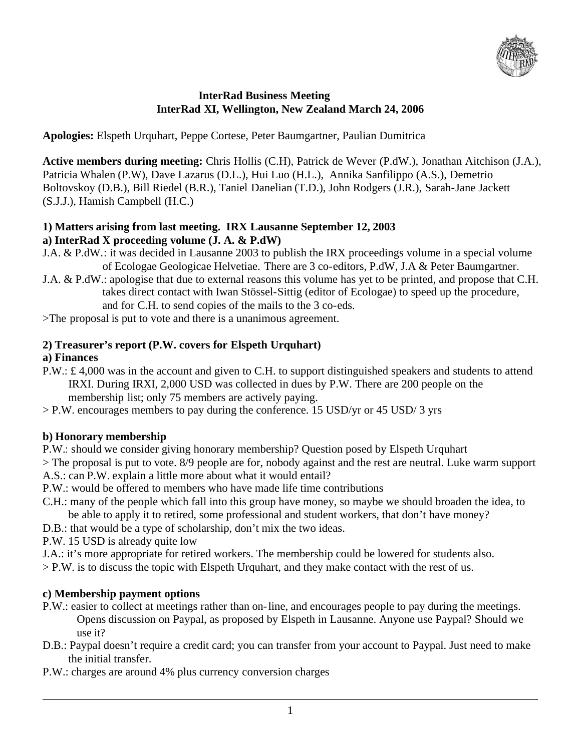**InterRad Business Meeting**
**InterRad XI, Wellington, New Zealand March 24, 2006**

**Apologies:** Elspeth Urquhart, Peppe Cortese, Peter Baumgartner, Paulian Dumitrica

**Active members during meeting:** Chris Hollis (C.H), Patrick de Wever (P.dW.), Jonathan Aitchison (J.A.), Patricia Whalen (P.W), Dave Lazarus (D.L.), Hui Luo (H.L.), Annika Sanfilippo (A.S.), Demetrio Boltovskoy (D.B.), Bill Riedel (B.R.), Taniel Danelian (T.D.), John Rodgers (J.R.), Sarah-Jane Jackett (S.J.J.), Hamish Campbell (H.C.)

**1) Matters arising from last meeting. IRX Lausanne September 12, 2003**

**a) InterRad X proceeding volume (J. A. & P.dW)**

J.A. & P.dW.: it was decided in Lausanne 2003 to publish the IRX proceedings volume in a special volume of Ecologae Geologicae Helvetiae. There are 3 co-editors, P.dW, J.A & Peter Baumgartner.

J.A. & P.dW.: apologise that due to external reasons this volume has yet to be printed, and propose that C.H. takes direct contact with Iwan Stössel-Sittig (editor of Ecologae) to speed up the procedure, and for C.H. to send copies of the mails to the 3 co-eds.

>The proposal is put to vote and there is a unanimous agreement.

**2) Treasurer's report (P.W. covers for Elspeth Urquhart)**

**a) Finances**

P.W.: £ 4,000 was in the account and given to C.H. to support distinguished speakers and students to attend IRXI. During IRXI, 2,000 USD was collected in dues by P.W. There are 200 people on the membership list; only 75 members are actively paying.

> P.W. encourages members to pay during the conference. 15 USD/yr or 45 USD/ 3 yrs

**b) Honorary membership**

P.W.: should we consider giving honorary membership? Question posed by Elspeth Urquhart

> The proposal is put to vote. 8/9 people are for, nobody against and the rest are neutral. Luke warm support

A.S.: can P.W. explain a little more about what it would entail?

P.W.: would be offered to members who have made life time contributions

C.H.: many of the people which fall into this group have money, so maybe we should broaden the idea, to be able to apply it to retired, some professional and student workers, that don't have money?

D.B.: that would be a type of scholarship, don't mix the two ideas.

P.W. 15 USD is already quite low

J.A.: it's more appropriate for retired workers. The membership could be lowered for students also.

> P.W. is to discuss the topic with Elspeth Urquhart, and they make contact with the rest of us.

**c) Membership payment options**

P.W.: easier to collect at meetings rather than on-line, and encourages people to pay during the meetings. Opens discussion on Paypal, as proposed by Elspeth in Lausanne. Anyone use Paypal? Should we use it?

D.B.: Paypal doesn't require a credit card; you can transfer from your account to Paypal. Just need to make the initial transfer.

P.W.: charges are around 4% plus currency conversion charges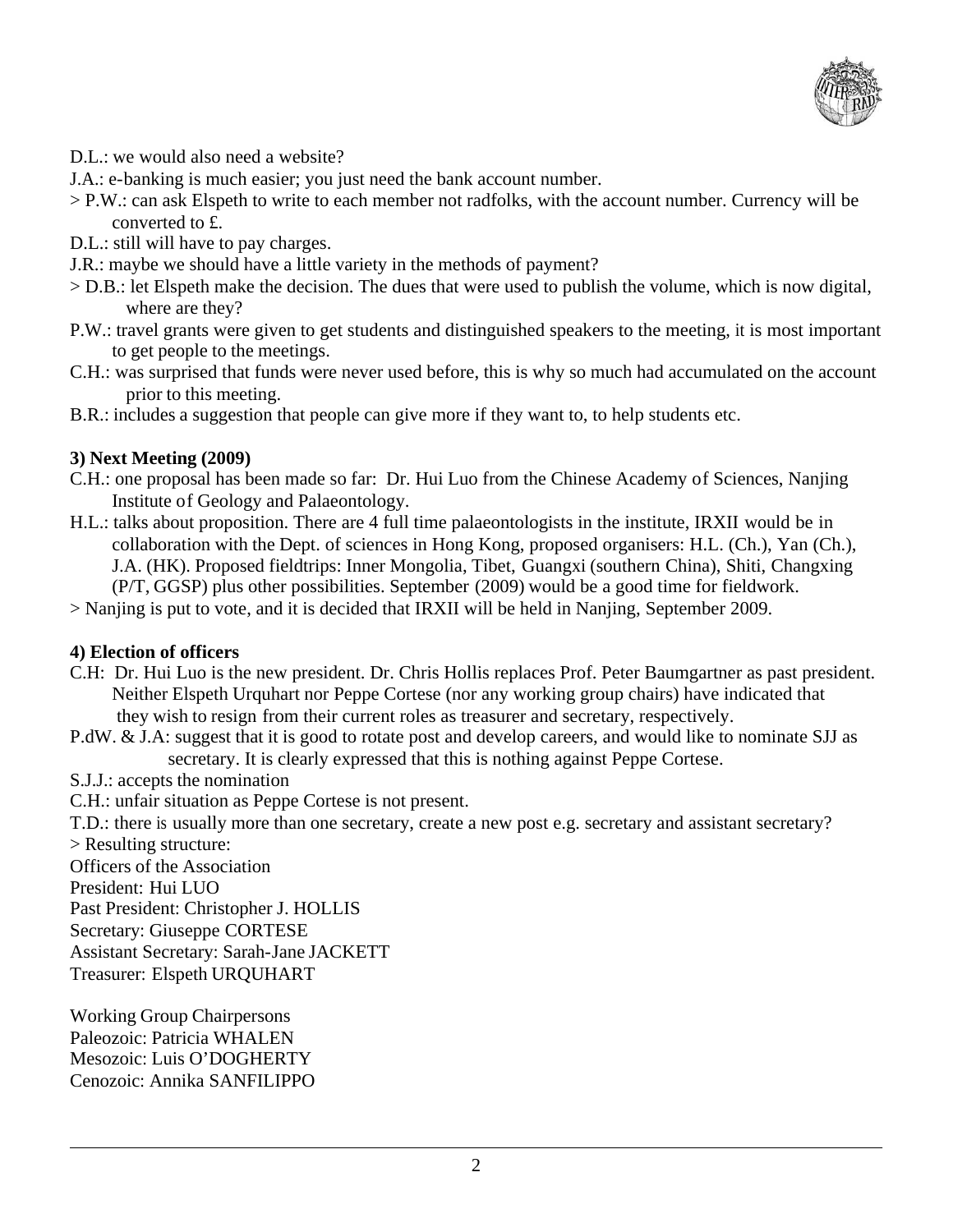D.L.: we would also need a website?

J.A.: e-banking is much easier; you just need the bank account number.

> P.W.: can ask Elspeth to write to each member not radfolks, with the account number. Currency will be converted to £.

D.L.: still will have to pay charges.

J.R.: maybe we should have a little variety in the methods of payment?

> D.B.: let Elspeth make the decision. The dues that were used to publish the volume, which is now digital, where are they?

P.W.: travel grants were given to get students and distinguished speakers to the meeting, it is most important to get people to the meetings.

C.H.: was surprised that funds were never used before, this is why so much had accumulated on the account prior to this meeting.

B.R.: includes a suggestion that people can give more if they want to, to help students etc.

**3) Next Meeting (2009)**

C.H.: one proposal has been made so far: Dr. Hui Luo from the Chinese Academy of Sciences, Nanjing Institute of Geology and Palaeontology.

H.L.: talks about proposition. There are 4 full time palaeontologists in the institute, IRXII would be in collaboration with the Dept. of sciences in Hong Kong, proposed organisers: H.L. (Ch.), Yan (Ch.), J.A. (HK). Proposed fieldtrips: Inner Mongolia, Tibet, Guangxi (southern China), Shiti, Changxing (P/T, GGSP) plus other possibilities. September (2009) would be a good time for fieldwork.

> Nanjing is put to vote, and it is decided that IRXII will be held in Nanjing, September 2009.

**4) Election of officers**

C.H: Dr. Hui Luo is the new president. Dr. Chris Hollis replaces Prof. Peter Baumgartner as past president. Neither Elspeth Urquhart nor Peppe Cortese (nor any working group chairs) have indicated that they wish to resign from their current roles as treasurer and secretary, respectively.

P.dW. & J.A: suggest that it is good to rotate post and develop careers, and would like to nominate SJJ as secretary. It is clearly expressed that this is nothing against Peppe Cortese.

S.J.J.: accepts the nomination

C.H.: unfair situation as Peppe Cortese is not present.

T.D.: there is usually more than one secretary, create a new post e.g. secretary and assistant secretary?

> Resulting structure:

Officers of the Association

President: Hui LUO

Past President: Christopher J. HOLLIS

Secretary: Giuseppe CORTESE

Assistant Secretary: Sarah-Jane JACKETT

Treasurer: Elspeth URQUHART

Working Group Chairpersons

Paleozoic: Patricia WHALEN

Mesozoic: Luis O'DOGHERTY

Cenozoic: Annika SANFILIPPO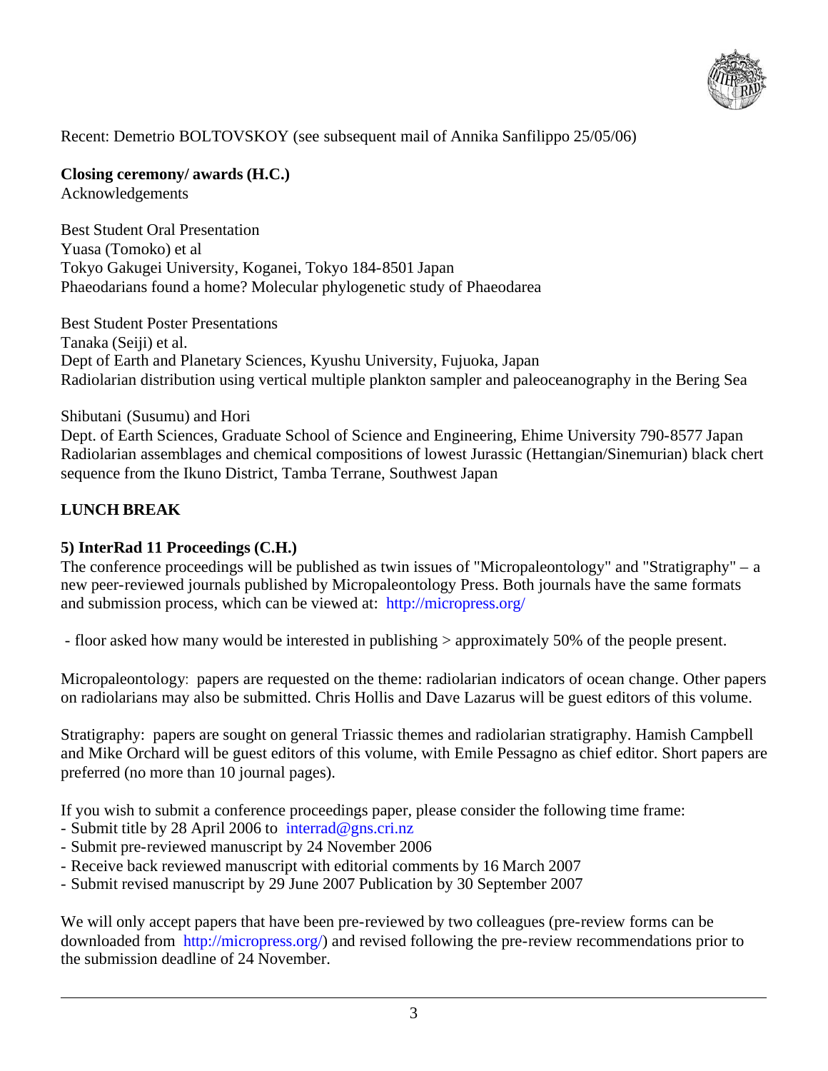Recent: Demetrio BOLTOVSKOY (see subsequent mail of Annika Sanfilippo 25/05/06)

**Closing ceremony/ awards (H.C.)**
Acknowledgements

Best Student Oral Presentation
Yuasa (Tomoko) et al
Tokyo Gakugei University, Koganei, Tokyo 184-8501 Japan
Phaeodarians found a home? Molecular phylogenetic study of Phaeodarea

Best Student Poster Presentations
Tanaka (Seiji) et al.
Dept of Earth and Planetary Sciences, Kyushu University, Fujuoka, Japan
Radiolarian distribution using vertical multiple plankton sampler and paleoceanography in the Bering Sea

Shibutani (Susumu) and Hori
Dept. of Earth Sciences, Graduate School of Science and Engineering, Ehime University 790-8577 Japan
Radiolarian assemblages and chemical compositions of lowest Jurassic (Hettangian/Sinemurian) black chert sequence from the Ikuno District, Tamba Terrane, Southwest Japan

**LUNCH BREAK**

**5) InterRad 11 Proceedings (C.H.)**
The conference proceedings will be published as twin issues of "Micropaleontology" and "Stratigraphy" – a new peer-reviewed journals published by Micropaleontology Press. Both journals have the same formats and submission process, which can be viewed at: http://micropress.org/

- floor asked how many would be interested in publishing > approximately 50% of the people present.

Micropaleontology: papers are requested on the theme: radiolarian indicators of ocean change. Other papers on radiolarians may also be submitted. Chris Hollis and Dave Lazarus will be guest editors of this volume.

Stratigraphy: papers are sought on general Triassic themes and radiolarian stratigraphy. Hamish Campbell and Mike Orchard will be guest editors of this volume, with Emile Pessagno as chief editor. Short papers are preferred (no more than 10 journal pages).

If you wish to submit a conference proceedings paper, please consider the following time frame:
- Submit title by 28 April 2006 to interrad@gns.cri.nz
- Submit pre-reviewed manuscript by 24 November 2006
- Receive back reviewed manuscript with editorial comments by 16 March 2007
- Submit revised manuscript by 29 June 2007 Publication by 30 September 2007

We will only accept papers that have been pre-reviewed by two colleagues (pre-review forms can be downloaded from http://micropress.org/) and revised following the pre-review recommendations prior to the submission deadline of 24 November.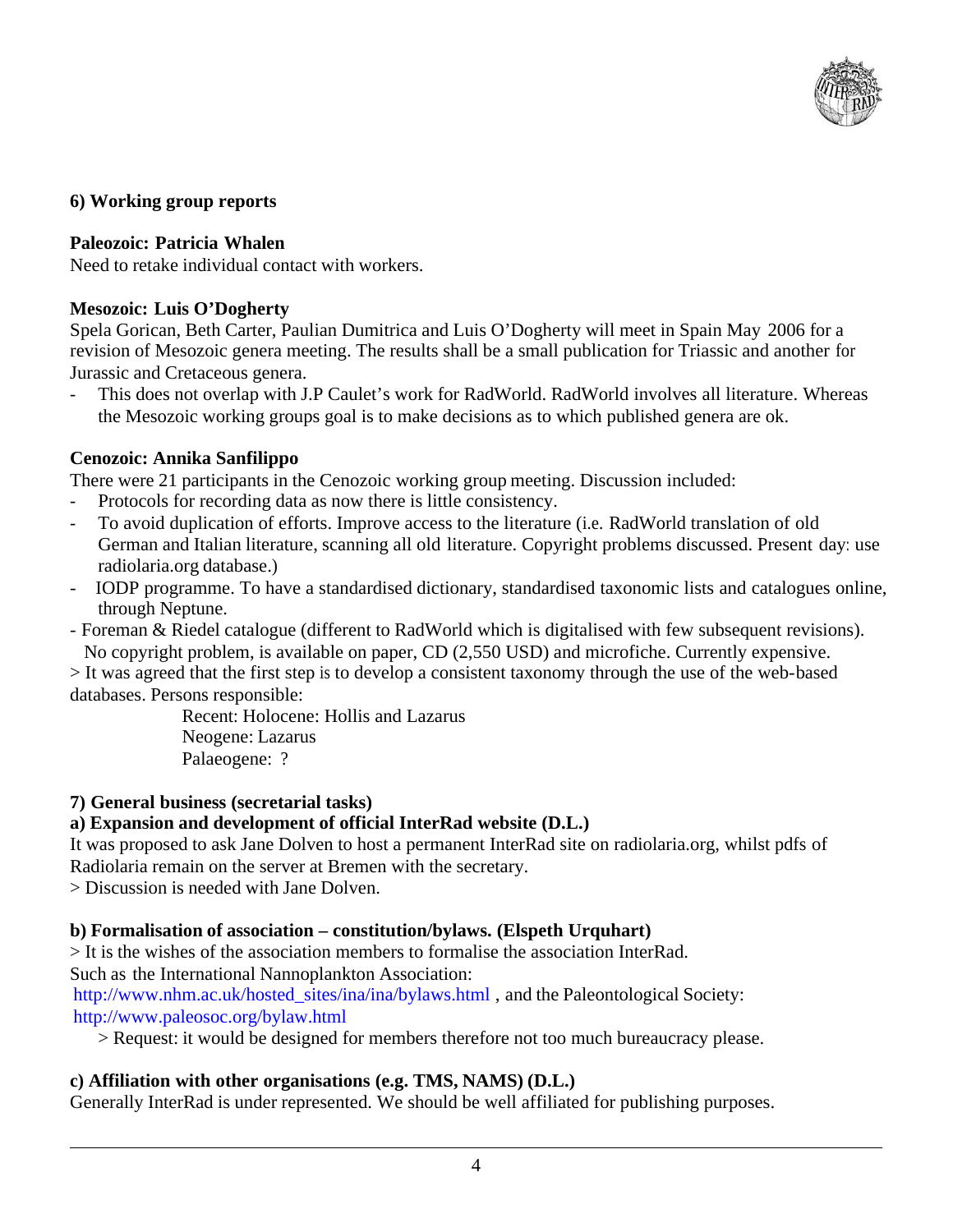**6) Working group reports**

**Paleozoic: Patricia Whalen**

Need to retake individual contact with workers.

**Mesozoic: Luis O'Dogherty**

Spela Gorican, Beth Carter, Paulian Dumitrica and Luis O'Dogherty will meet in Spain May 2006 for a revision of Mesozoic genera meeting. The results shall be a small publication for Triassic and another for Jurassic and Cretaceous genera.

- This does not overlap with J.P Caulet's work for RadWorld. RadWorld involves all literature. Whereas the Mesozoic working groups goal is to make decisions as to which published genera are ok.

**Cenozoic: Annika Sanfilippo**

There were 21 participants in the Cenozoic working group meeting. Discussion included:

- Protocols for recording data as now there is little consistency.
- To avoid duplication of efforts. Improve access to the literature (i.e. RadWorld translation of old German and Italian literature, scanning all old literature. Copyright problems discussed. Present day: use radiolaria.org database.)
- IODP programme. To have a standardised dictionary, standardised taxonomic lists and catalogues online, through Neptune.
- Foreman & Riedel catalogue (different to RadWorld which is digitalised with few subsequent revisions). No copyright problem, is available on paper, CD (2,550 USD) and microfiche. Currently expensive.

> It was agreed that the first step is to develop a consistent taxonomy through the use of the web-based databases. Persons responsible:

Recent: Holocene: Hollis and Lazarus
Neogene: Lazarus
Palaeogene: ?

**7) General business (secretarial tasks)**

**a) Expansion and development of official InterRad website (D.L.)**

It was proposed to ask Jane Dolven to host a permanent InterRad site on radiolaria.org, whilst pdfs of Radiolaria remain on the server at Bremen with the secretary.

> Discussion is needed with Jane Dolven.

**b) Formalisation of association – constitution/bylaws. (Elspeth Urquhart)**

> It is the wishes of the association members to formalise the association InterRad.
Such as the International Nannoplankton Association: http://www.nhm.ac.uk/hosted_sites/ina/ina/bylaws.html , and the Paleontological Society: http://www.paleosoc.org/bylaw.html

> Request: it would be designed for members therefore not too much bureaucracy please.

**c) Affiliation with other organisations (e.g. TMS, NAMS) (D.L.)**

Generally InterRad is under represented. We should be well affiliated for publishing purposes.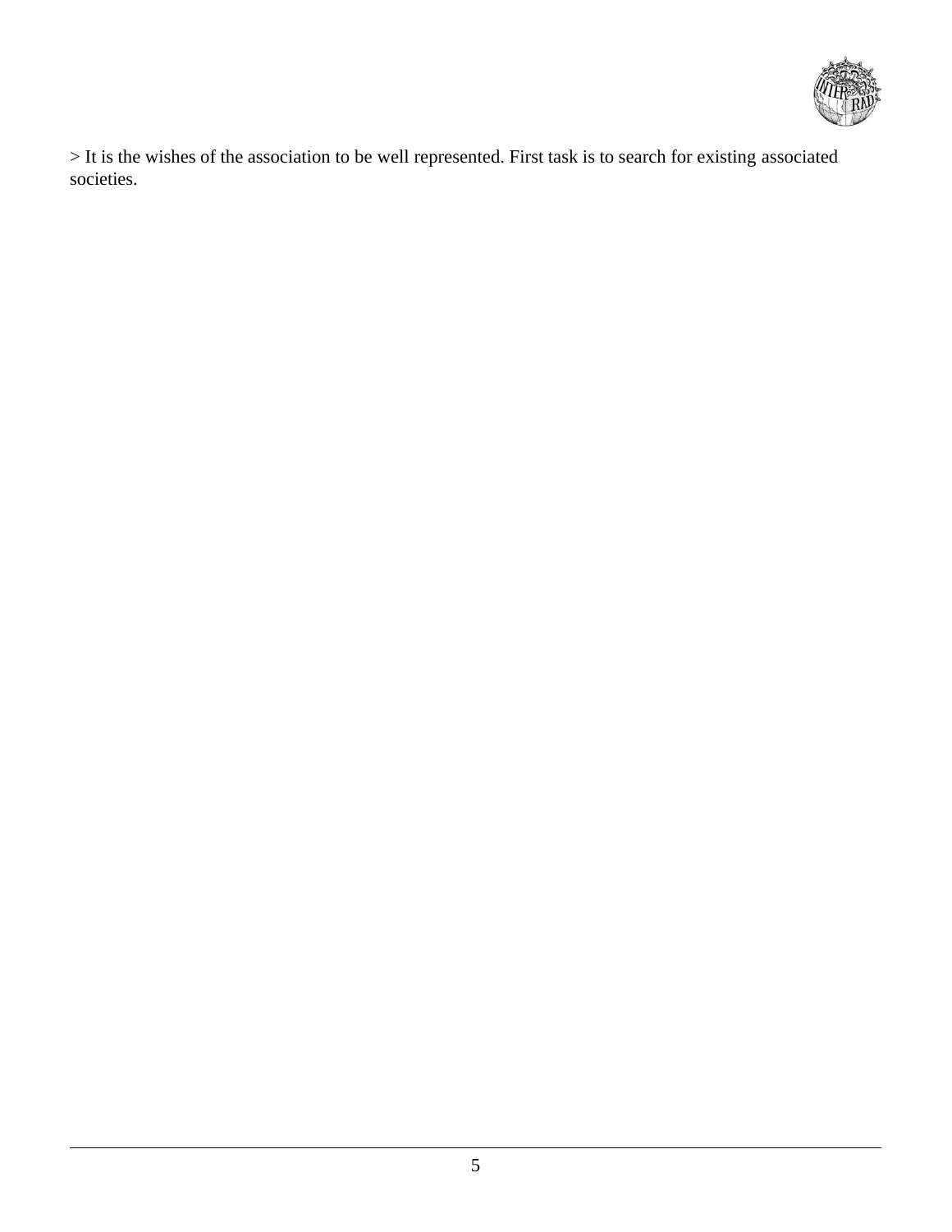> It is the wishes of the association to be well represented. First task is to search for existing associated societies.